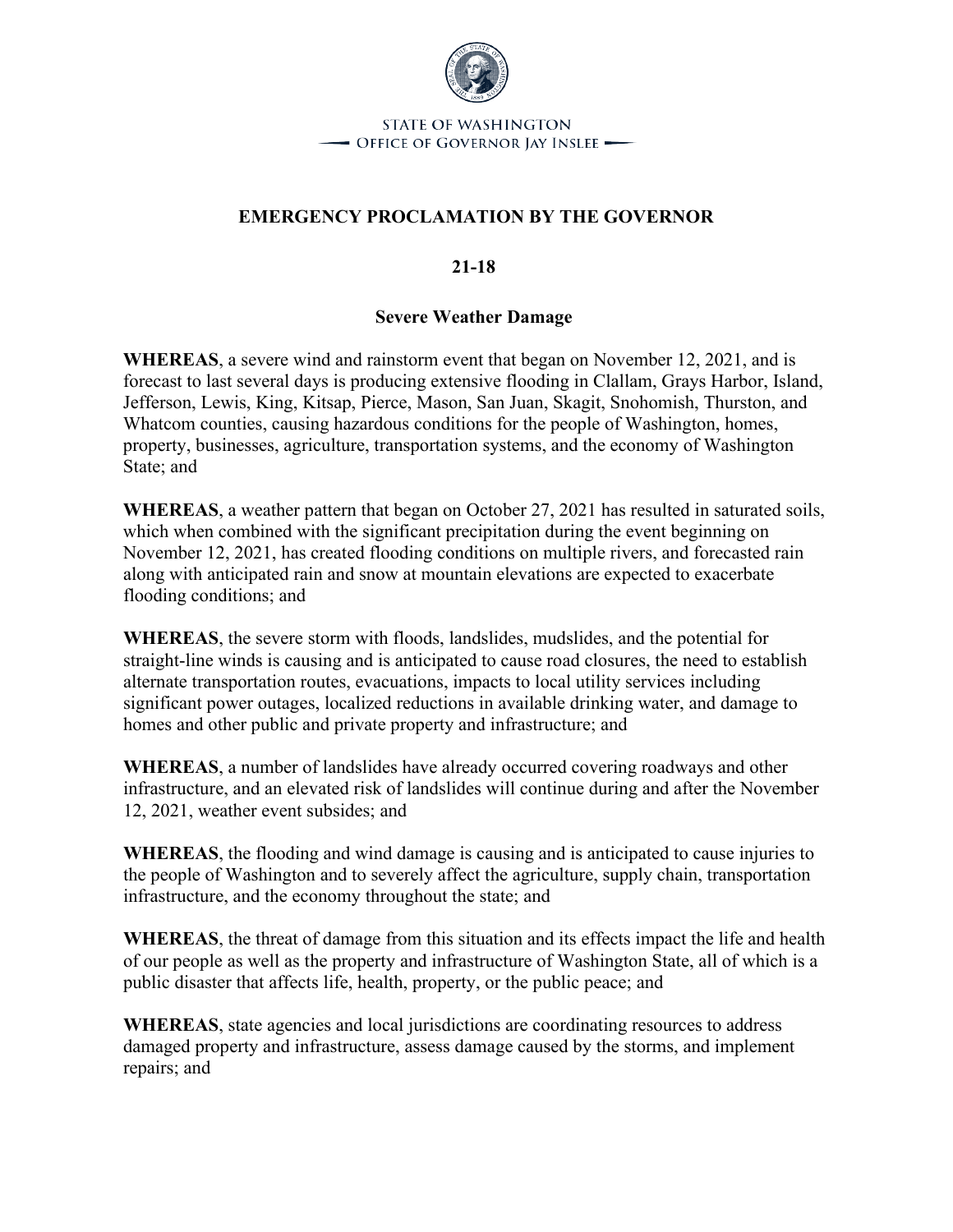STATE OF WASHINGTON

OFFICE OF GOVERNOR JAY INSLEE

# EMERGENCY PROCLAMATION BY THE GOVERNOR

## 21-18

## Severe Weather Damage

**WHEREAS**, a severe wind and rainstorm event that began on November 12, 2021, and is forecast to last several days is producing extensive flooding in Clallam, Grays Harbor, Island, Jefferson, Lewis, King, Kitsap, Pierce, Mason, San Juan, Skagit, Snohomish, Thurston, and Whatcom counties, causing hazardous conditions for the people of Washington, homes, property, businesses, agriculture, transportation systems, and the economy of Washington State; and

**WHEREAS**, a weather pattern that began on October 27, 2021 has resulted in saturated soils, which when combined with the significant precipitation during the event beginning on November 12, 2021, has created flooding conditions on multiple rivers, and forecasted rain along with anticipated rain and snow at mountain elevations are expected to exacerbate flooding conditions; and

**WHEREAS**, the severe storm with floods, landslides, mudslides, and the potential for straight-line winds is causing and is anticipated to cause road closures, the need to establish alternate transportation routes, evacuations, impacts to local utility services including significant power outages, localized reductions in available drinking water, and damage to homes and other public and private property and infrastructure; and

**WHEREAS**, a number of landslides have already occurred covering roadways and other infrastructure, and an elevated risk of landslides will continue during and after the November 12, 2021, weather event subsides; and

**WHEREAS**, the flooding and wind damage is causing and is anticipated to cause injuries to the people of Washington and to severely affect the agriculture, supply chain, transportation infrastructure, and the economy throughout the state; and

**WHEREAS**, the threat of damage from this situation and its effects impact the life and health of our people as well as the property and infrastructure of Washington State, all of which is a public disaster that affects life, health, property, or the public peace; and

**WHEREAS**, state agencies and local jurisdictions are coordinating resources to address damaged property and infrastructure, assess damage caused by the storms, and implement repairs; and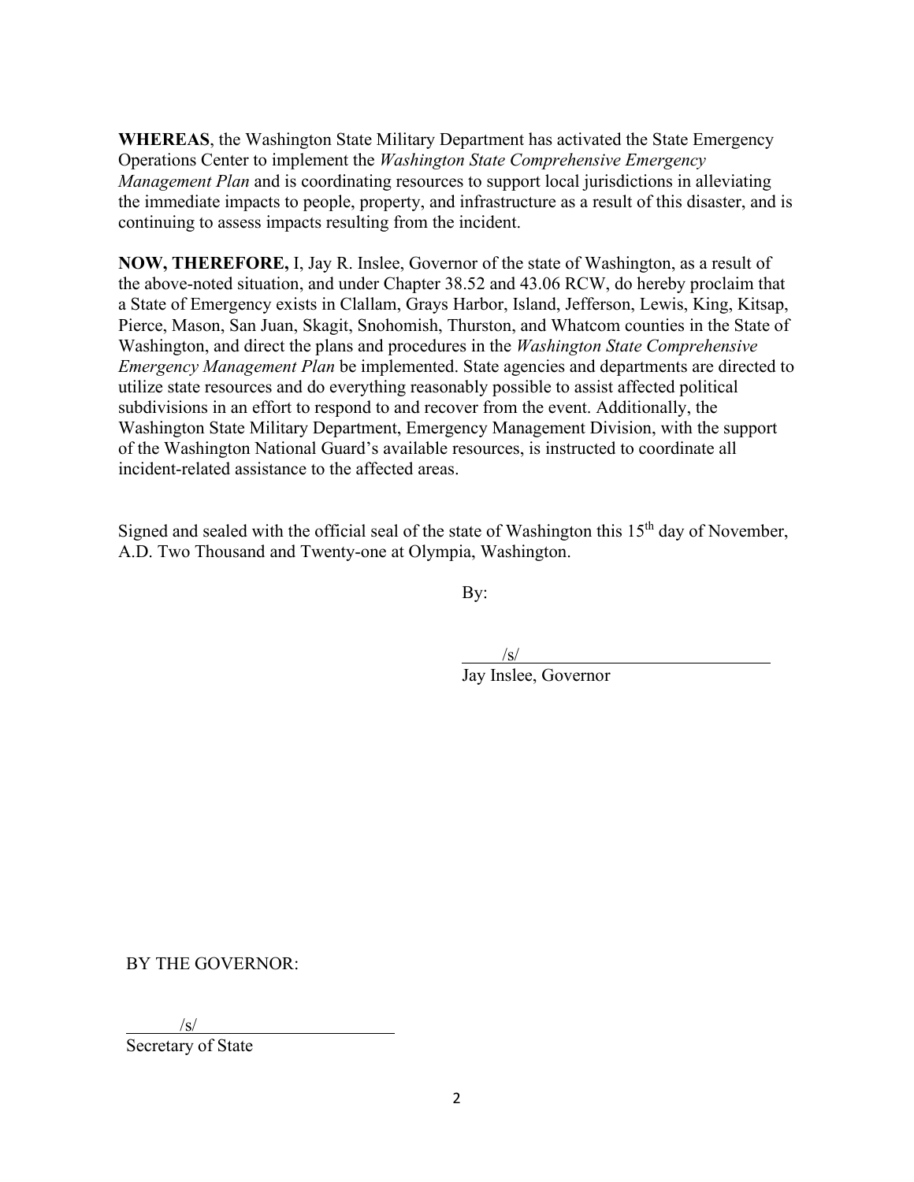**WHEREAS**, the Washington State Military Department has activated the State Emergency Operations Center to implement the *Washington State Comprehensive Emergency Management Plan* and is coordinating resources to support local jurisdictions in alleviating the immediate impacts to people, property, and infrastructure as a result of this disaster, and is continuing to assess impacts resulting from the incident.

**NOW, THEREFORE,** I, Jay R. Inslee, Governor of the state of Washington, as a result of the above-noted situation, and under Chapter 38.52 and 43.06 RCW, do hereby proclaim that a State of Emergency exists in Clallam, Grays Harbor, Island, Jefferson, Lewis, King, Kitsap, Pierce, Mason, San Juan, Skagit, Snohomish, Thurston, and Whatcom counties in the State of Washington, and direct the plans and procedures in the *Washington State Comprehensive Emergency Management Plan* be implemented. State agencies and departments are directed to utilize state resources and do everything reasonably possible to assist affected political subdivisions in an effort to respond to and recover from the event. Additionally, the Washington State Military Department, Emergency Management Division, with the support of the Washington National Guard's available resources, is instructed to coordinate all incident-related assistance to the affected areas.

Signed and sealed with the official seal of the state of Washington this 15th day of November, A.D. Two Thousand and Twenty-one at Olympia, Washington.

By:

/s/

Jay Inslee, Governor

BY THE GOVERNOR:

/s/

Secretary of State